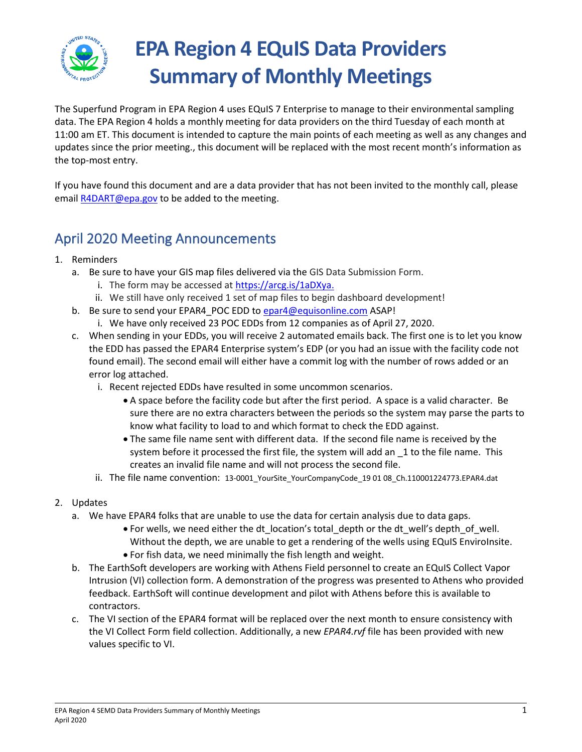# EPA Region 4 EQuIS Data Providers Summary of Monthly Meetings

The Superfund Program in EPA Region 4 uses EQuIS 7 Enterprise to manage to their environmental sampling data. The EPA Region 4 holds a monthly meeting for data providers on the third Tuesday of each month at 11:00 am ET. This document is intended to capture the main points of each meeting as well as any changes and updates since the prior meeting., this document will be replaced with the most recent month's information as the top-most entry.

If you have found this document and are a data provider that has not been invited to the monthly call, please email R4DART@epa.gov to be added to the meeting.

## April 2020 Meeting Announcements

1. Reminders
   a. Be sure to have your GIS map files delivered via the GIS Data Submission Form.
      i. The form may be accessed at https://arcg.is/1aDXya.
      ii. We still have only received 1 set of map files to begin dashboard development!
   b. Be sure to send your EPAR4_POC EDD to epar4@equisonline.com ASAP!
      i. We have only received 23 POC EDDs from 12 companies as of April 27, 2020.
   c. When sending in your EDDs, you will receive 2 automated emails back. The first one is to let you know the EDD has passed the EPAR4 Enterprise system's EDP (or you had an issue with the facility code not found email). The second email will either have a commit log with the number of rows added or an error log attached.
      i. Recent rejected EDDs have resulted in some uncommon scenarios.
         - A space before the facility code but after the first period. A space is a valid character. Be sure there are no extra characters between the periods so the system may parse the parts to know what facility to load to and which format to check the EDD against.
         - The same file name sent with different data. If the second file name is received by the system before it processed the first file, the system will add an _1 to the file name. This creates an invalid file name and will not process the second file.
      ii. The file name convention: 13-0001_YourSite_YourCompanyCode_19 01 08_Ch.110001224773.EPAR4.dat

2. Updates
   a. We have EPAR4 folks that are unable to use the data for certain analysis due to data gaps.
      - For wells, we need either the dt_location's total_depth or the dt_well's depth_of_well. Without the depth, we are unable to get a rendering of the wells using EQuIS EnviroInsite.
      - For fish data, we need minimally the fish length and weight.
   b. The EarthSoft developers are working with Athens Field personnel to create an EQuIS Collect Vapor Intrusion (VI) collection form. A demonstration of the progress was presented to Athens who provided feedback. EarthSoft will continue development and pilot with Athens before this is available to contractors.
   c. The VI section of the EPAR4 format will be replaced over the next month to ensure consistency with the VI Collect Form field collection. Additionally, a new *EPAR4.rvf* file has been provided with new values specific to VI.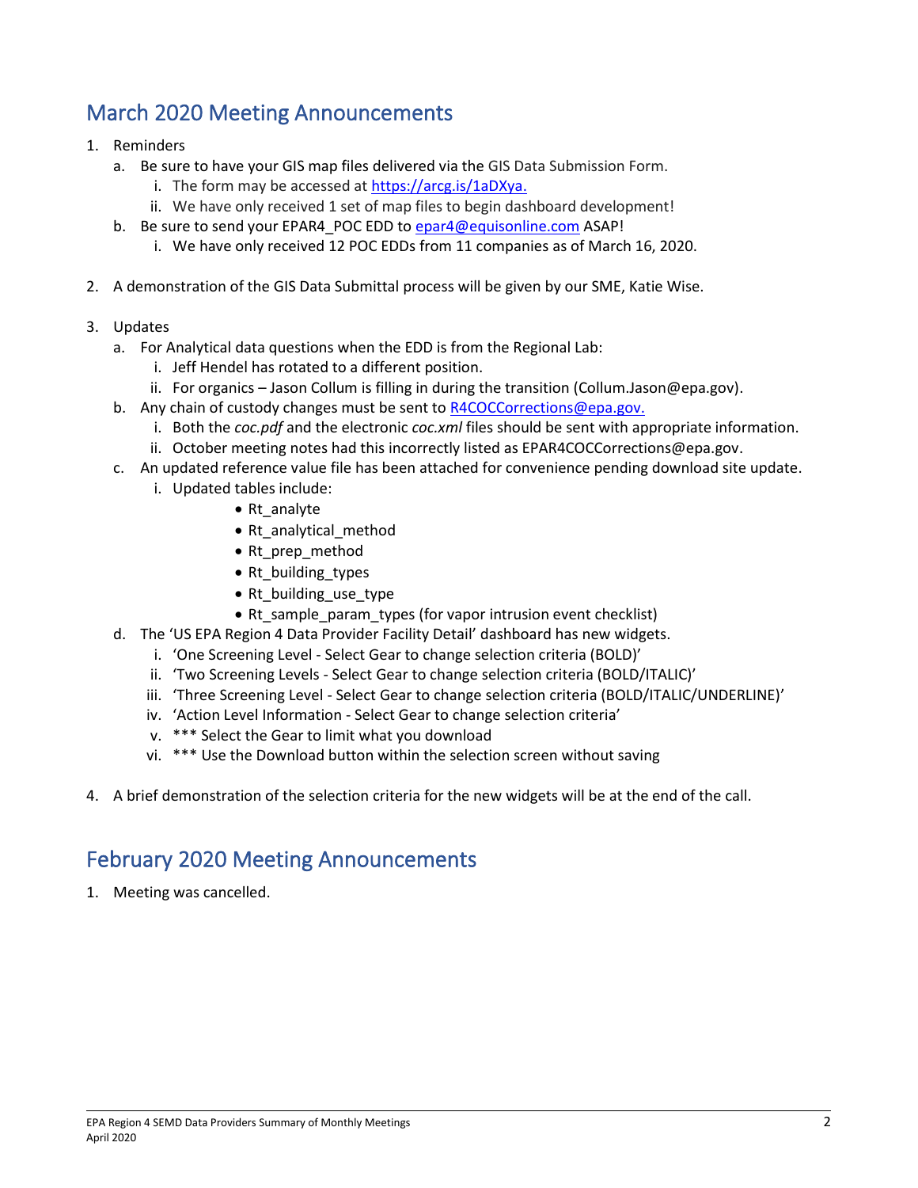## March 2020 Meeting Announcements

1. Reminders
   a. Be sure to have your GIS map files delivered via the GIS Data Submission Form.
      i. The form may be accessed at https://arcg.is/1aDXya.
      ii. We have only received 1 set of map files to begin dashboard development!
   b. Be sure to send your EPAR4_POC EDD to epar4@equisonline.com ASAP!
      i. We have only received 12 POC EDDs from 11 companies as of March 16, 2020.

2. A demonstration of the GIS Data Submittal process will be given by our SME, Katie Wise.

3. Updates
   a. For Analytical data questions when the EDD is from the Regional Lab:
      i. Jeff Hendel has rotated to a different position.
      ii. For organics – Jason Collum is filling in during the transition (Collum.Jason@epa.gov).
   b. Any chain of custody changes must be sent to R4COCCorrections@epa.gov.
      i. Both the *coc.pdf* and the electronic *coc.xml* files should be sent with appropriate information.
      ii. October meeting notes had this incorrectly listed as EPAR4COCCorrections@epa.gov.
   c. An updated reference value file has been attached for convenience pending download site update.
      i. Updated tables include:
         - Rt_analyte
         - Rt_analytical_method
         - Rt_prep_method
         - Rt_building_types
         - Rt_building_use_type
         - Rt_sample_param_types (for vapor intrusion event checklist)
   d. The 'US EPA Region 4 Data Provider Facility Detail' dashboard has new widgets.
      i. 'One Screening Level - Select Gear to change selection criteria (BOLD)'
      ii. 'Two Screening Levels - Select Gear to change selection criteria (BOLD/ITALIC)'
      iii. 'Three Screening Level - Select Gear to change selection criteria (BOLD/ITALIC/UNDERLINE)'
      iv. 'Action Level Information - Select Gear to change selection criteria'
      v. *** Select the Gear to limit what you download
      vi. *** Use the Download button within the selection screen without saving

4. A brief demonstration of the selection criteria for the new widgets will be at the end of the call.

## February 2020 Meeting Announcements

1. Meeting was cancelled.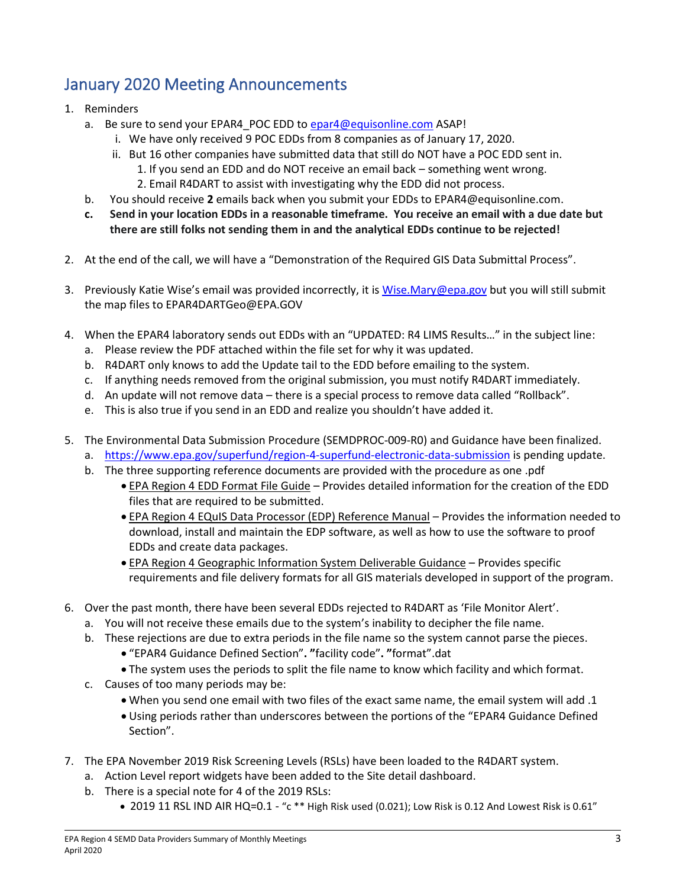## January 2020 Meeting Announcements

1. Reminders
   a. Be sure to send your EPAR4_POC EDD to [epar4@equisonline.com](mailto:epar4@equisonline.com) ASAP!
      i. We have only received 9 POC EDDs from 8 companies as of January 17, 2020.
      ii. But 16 other companies have submitted data that still do NOT have a POC EDD sent in.
         1. If you send an EDD and do NOT receive an email back – something went wrong.
         2. Email R4DART to assist with investigating why the EDD did not process.
   b. You should receive **2** emails back when you submit your EDDs to EPAR4@equisonline.com.
   **c. Send in your location EDDs in a reasonable timeframe. You receive an email with a due date but there are still folks not sending them in and the analytical EDDs continue to be rejected!**

2. At the end of the call, we will have a "Demonstration of the Required GIS Data Submittal Process".

3. Previously Katie Wise's email was provided incorrectly, it is [Wise.Mary@epa.gov](mailto:Wise.Mary@epa.gov) but you will still submit the map files to EPAR4DARTGeo@EPA.GOV

4. When the EPAR4 laboratory sends out EDDs with an "UPDATED: R4 LIMS Results…" in the subject line:
   a. Please review the PDF attached within the file set for why it was updated.
   b. R4DART only knows to add the Update tail to the EDD before emailing to the system.
   c. If anything needs removed from the original submission, you must notify R4DART immediately.
   d. An update will not remove data – there is a special process to remove data called "Rollback".
   e. This is also true if you send in an EDD and realize you shouldn't have added it.

5. The Environmental Data Submission Procedure (SEMDPROC-009-R0) and Guidance have been finalized.
   a. [https://www.epa.gov/superfund/region-4-superfund-electronic-data-submission](https://www.epa.gov/superfund/region-4-superfund-electronic-data-submission) is pending update.
   b. The three supporting reference documents are provided with the procedure as one .pdf
      - EPA Region 4 EDD Format File Guide – Provides detailed information for the creation of the EDD files that are required to be submitted.
      - EPA Region 4 EQuIS Data Processor (EDP) Reference Manual – Provides the information needed to download, install and maintain the EDP software, as well as how to use the software to proof EDDs and create data packages.
      - EPA Region 4 Geographic Information System Deliverable Guidance – Provides specific requirements and file delivery formats for all GIS materials developed in support of the program.

6. Over the past month, there have been several EDDs rejected to R4DART as 'File Monitor Alert'.
   a. You will not receive these emails due to the system's inability to decipher the file name.
   b. These rejections are due to extra periods in the file name so the system cannot parse the pieces.
      - "EPAR4 Guidance Defined Section"**. "**facility code"**. "**format".dat
      - The system uses the periods to split the file name to know which facility and which format.
   c. Causes of too many periods may be:
      - When you send one email with two files of the exact same name, the email system will add .1
      - Using periods rather than underscores between the portions of the "EPAR4 Guidance Defined Section".

7. The EPA November 2019 Risk Screening Levels (RSLs) have been loaded to the R4DART system.
   a. Action Level report widgets have been added to the Site detail dashboard.
   b. There is a special note for 4 of the 2019 RSLs:
      - 2019 11 RSL IND AIR HQ=0.1 - "c ** High Risk used (0.021); Low Risk is 0.12 And Lowest Risk is 0.61"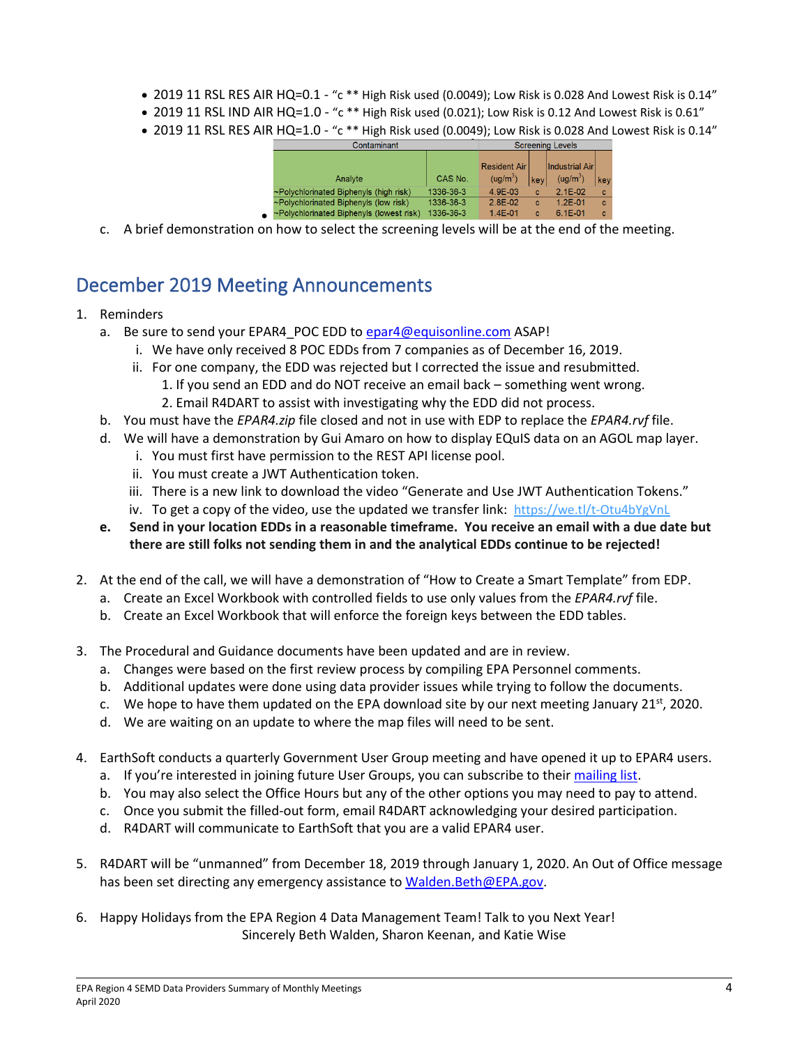- 2019 11 RSL RES AIR HQ=0.1 - "c ** High Risk used (0.0049); Low Risk is 0.028 And Lowest Risk is 0.14"
- 2019 11 RSL IND AIR HQ=1.0 - "c ** High Risk used (0.021); Low Risk is 0.12 And Lowest Risk is 0.61"
- 2019 11 RSL RES AIR HQ=1.0 - "c ** High Risk used (0.0049); Low Risk is 0.028 And Lowest Risk is 0.14"

| Contaminant | | Screening Levels | | | |
|---|---|---|---|---|---|
| Analyte | CAS No. | Resident Air (ug/m$^3$) | key | Industrial Air (ug/m$^3$) | key |
| ~Polychlorinated Biphenyls (high risk) | 1336-36-3 | 4.9E-03 | c | 2.1E-02 | c |
| ~Polychlorinated Biphenyls (low risk) | 1336-36-3 | 2.8E-02 | c | 1.2E-01 | c |
| ~Polychlorinated Biphenyls (lowest risk) | 1336-36-3 | 1.4E-01 | c | 6.1E-01 | c |

c. A brief demonstration on how to select the screening levels will be at the end of the meeting.

## December 2019 Meeting Announcements

1. Reminders
   a. Be sure to send your EPAR4_POC EDD to epar4@equisonline.com ASAP!
      i. We have only received 8 POC EDDs from 7 companies as of December 16, 2019.
      ii. For one company, the EDD was rejected but I corrected the issue and resubmitted.
         1. If you send an EDD and do NOT receive an email back – something went wrong.
         2. Email R4DART to assist with investigating why the EDD did not process.
   b. You must have the *EPAR4.zip* file closed and not in use with EDP to replace the *EPAR4.rvf* file.
   d. We will have a demonstration by Gui Amaro on how to display EQuIS data on an AGOL map layer.
      i. You must first have permission to the REST API license pool.
      ii. You must create a JWT Authentication token.
      iii. There is a new link to download the video "Generate and Use JWT Authentication Tokens."
      iv. To get a copy of the video, use the updated we transfer link: https://we.tl/t-Otu4bYgVnL
   **e. Send in your location EDDs in a reasonable timeframe. You receive an email with a due date but there are still folks not sending them in and the analytical EDDs continue to be rejected!**

2. At the end of the call, we will have a demonstration of "How to Create a Smart Template" from EDP.
   a. Create an Excel Workbook with controlled fields to use only values from the *EPAR4.rvf* file.
   b. Create an Excel Workbook that will enforce the foreign keys between the EDD tables.

3. The Procedural and Guidance documents have been updated and are in review.
   a. Changes were based on the first review process by compiling EPA Personnel comments.
   b. Additional updates were done using data provider issues while trying to follow the documents.
   c. We hope to have them updated on the EPA download site by our next meeting January 21st, 2020.
   d. We are waiting on an update to where the map files will need to be sent.

4. EarthSoft conducts a quarterly Government User Group meeting and have opened it up to EPAR4 users.
   a. If you're interested in joining future User Groups, you can subscribe to their mailing list.
   b. You may also select the Office Hours but any of the other options you may need to pay to attend.
   c. Once you submit the filled-out form, email R4DART acknowledging your desired participation.
   d. R4DART will communicate to EarthSoft that you are a valid EPAR4 user.

5. R4DART will be "unmanned" from December 18, 2019 through January 1, 2020. An Out of Office message has been set directing any emergency assistance to Walden.Beth@EPA.gov.

6. Happy Holidays from the EPA Region 4 Data Management Team! Talk to you Next Year!
   Sincerely Beth Walden, Sharon Keenan, and Katie Wise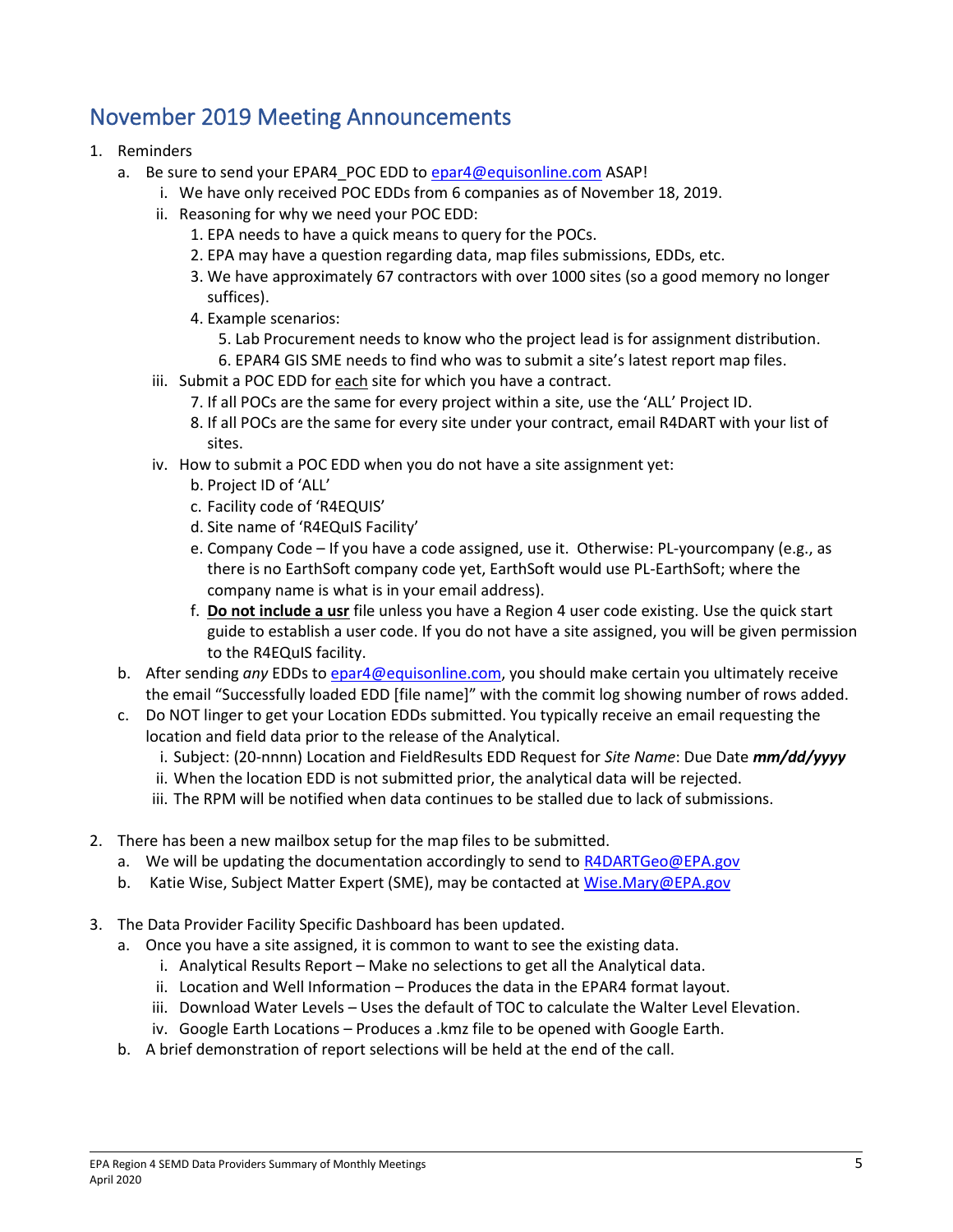## November 2019 Meeting Announcements

1. Reminders
   a. Be sure to send your EPAR4_POC EDD to epar4@equisonline.com ASAP!
      i. We have only received POC EDDs from 6 companies as of November 18, 2019.
      ii. Reasoning for why we need your POC EDD:
         1. EPA needs to have a quick means to query for the POCs.
         2. EPA may have a question regarding data, map files submissions, EDDs, etc.
         3. We have approximately 67 contractors with over 1000 sites (so a good memory no longer suffices).
         4. Example scenarios:
            5. Lab Procurement needs to know who the project lead is for assignment distribution.
            6. EPAR4 GIS SME needs to find who was to submit a site's latest report map files.
      iii. Submit a POC EDD for each site for which you have a contract.
         7. If all POCs are the same for every project within a site, use the 'ALL' Project ID.
         8. If all POCs are the same for every site under your contract, email R4DART with your list of sites.
      iv. How to submit a POC EDD when you do not have a site assignment yet:
         b. Project ID of 'ALL'
         c. Facility code of 'R4EQUIS'
         d. Site name of 'R4EQuIS Facility'
         e. Company Code – If you have a code assigned, use it. Otherwise: PL-yourcompany (e.g., as there is no EarthSoft company code yet, EarthSoft would use PL-EarthSoft; where the company name is what is in your email address).
         f. **Do not include a usr** file unless you have a Region 4 user code existing. Use the quick start guide to establish a user code. If you do not have a site assigned, you will be given permission to the R4EQuIS facility.
   b. After sending *any* EDDs to epar4@equisonline.com, you should make certain you ultimately receive the email "Successfully loaded EDD [file name]" with the commit log showing number of rows added.
   c. Do NOT linger to get your Location EDDs submitted. You typically receive an email requesting the location and field data prior to the release of the Analytical.
      i. Subject: (20-nnnn) Location and FieldResults EDD Request for *Site Name*: Due Date ***mm/dd/yyyy***
      ii. When the location EDD is not submitted prior, the analytical data will be rejected.
      iii. The RPM will be notified when data continues to be stalled due to lack of submissions.

2. There has been a new mailbox setup for the map files to be submitted.
   a. We will be updating the documentation accordingly to send to R4DARTGeo@EPA.gov
   b. Katie Wise, Subject Matter Expert (SME), may be contacted at Wise.Mary@EPA.gov

3. The Data Provider Facility Specific Dashboard has been updated.
   a. Once you have a site assigned, it is common to want to see the existing data.
      i. Analytical Results Report – Make no selections to get all the Analytical data.
      ii. Location and Well Information – Produces the data in the EPAR4 format layout.
      iii. Download Water Levels – Uses the default of TOC to calculate the Walter Level Elevation.
      iv. Google Earth Locations – Produces a .kmz file to be opened with Google Earth.
   b. A brief demonstration of report selections will be held at the end of the call.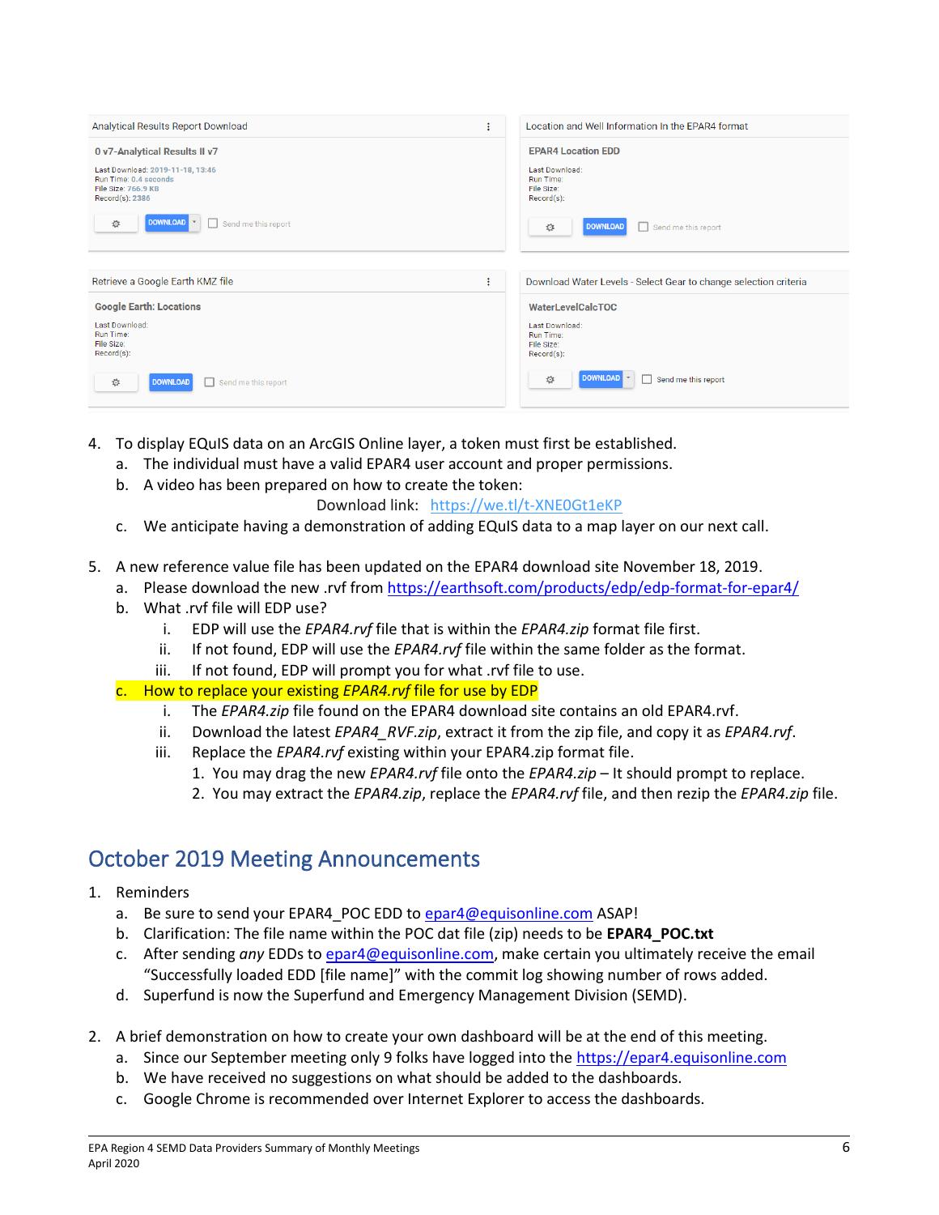| Analytical Results Report Download | Location and Well Information In the EPAR4 format |
|---|---|
| **0 v7-Analytical Results II v7**<br>Last Download: 2019-11-18, 13:46<br>Run Time: 0.4 seconds<br>File Size: 766.9 KB<br>Record(s): 2386<br>DOWNLOAD ☐ Send me this report | **EPAR4 Location EDD**<br>Last Download:<br>Run Time:<br>File Size:<br>Record(s):<br>DOWNLOAD ☐ Send me this report |
| **Retrieve a Google Earth KMZ file** | **Download Water Levels - Select Gear to change selection criteria** |
| **Google Earth: Locations**<br>Last Download:<br>Run Time:<br>File Size:<br>Record(s):<br>DOWNLOAD ☐ Send me this report | **WaterLevelCalcTOC**<br>Last Download:<br>Run Time:<br>File Size:<br>Record(s):<br>DOWNLOAD ☐ Send me this report |

4. To display EQuIS data on an ArcGIS Online layer, a token must first be established.
   a. The individual must have a valid EPAR4 user account and proper permissions.
   b. A video has been prepared on how to create the token:
      Download link: https://we.tl/t-XNE0Gt1eKP
   c. We anticipate having a demonstration of adding EQuIS data to a map layer on our next call.

5. A new reference value file has been updated on the EPAR4 download site November 18, 2019.
   a. Please download the new .rvf from https://earthsoft.com/products/edp/edp-format-for-epar4/
   b. What .rvf file will EDP use?
      i. EDP will use the *EPAR4.rvf* file that is within the *EPAR4.zip* format file first.
      ii. If not found, EDP will use the *EPAR4.rvf* file within the same folder as the format.
      iii. If not found, EDP will prompt you for what .rvf file to use.
   c. How to replace your existing *EPAR4.rvf* file for use by EDP
      i. The *EPAR4.zip* file found on the EPAR4 download site contains an old EPAR4.rvf.
      ii. Download the latest *EPAR4_RVF.zip*, extract it from the zip file, and copy it as *EPAR4.rvf*.
      iii. Replace the *EPAR4.rvf* existing within your EPAR4.zip format file.
         1. You may drag the new *EPAR4.rvf* file onto the *EPAR4.zip* – It should prompt to replace.
         2. You may extract the *EPAR4.zip*, replace the *EPAR4.rvf* file, and then rezip the *EPAR4.zip* file.

## October 2019 Meeting Announcements

1. Reminders
   a. Be sure to send your EPAR4_POC EDD to epar4@equisonline.com ASAP!
   b. Clarification: The file name within the POC dat file (zip) needs to be **EPAR4_POC.txt**
   c. After sending *any* EDDs to epar4@equisonline.com, make certain you ultimately receive the email "Successfully loaded EDD [file name]" with the commit log showing number of rows added.
   d. Superfund is now the Superfund and Emergency Management Division (SEMD).

2. A brief demonstration on how to create your own dashboard will be at the end of this meeting.
   a. Since our September meeting only 9 folks have logged into the https://epar4.equisonline.com
   b. We have received no suggestions on what should be added to the dashboards.
   c. Google Chrome is recommended over Internet Explorer to access the dashboards.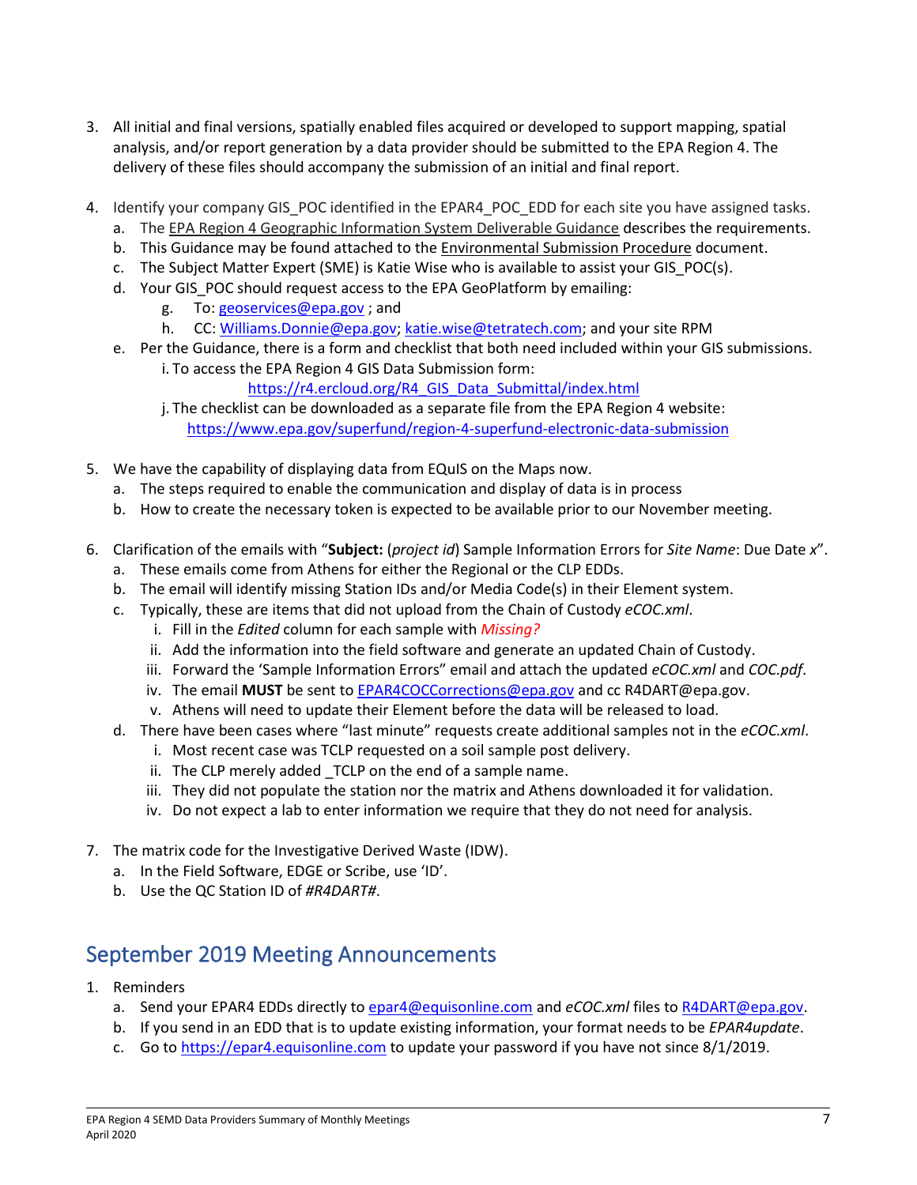3. All initial and final versions, spatially enabled files acquired or developed to support mapping, spatial analysis, and/or report generation by a data provider should be submitted to the EPA Region 4. The delivery of these files should accompany the submission of an initial and final report.

4. Identify your company GIS_POC identified in the EPAR4_POC_EDD for each site you have assigned tasks.
   a. The EPA Region 4 Geographic Information System Deliverable Guidance describes the requirements.
   b. This Guidance may be found attached to the Environmental Submission Procedure document.
   c. The Subject Matter Expert (SME) is Katie Wise who is available to assist your GIS_POC(s).
   d. Your GIS_POC should request access to the EPA GeoPlatform by emailing:
      g. To: geoservices@epa.gov ; and
      h. CC: Williams.Donnie@epa.gov; katie.wise@tetratech.com; and your site RPM
   e. Per the Guidance, there is a form and checklist that both need included within your GIS submissions.
      i. To access the EPA Region 4 GIS Data Submission form: https://r4.ercloud.org/R4_GIS_Data_Submittal/index.html
      j. The checklist can be downloaded as a separate file from the EPA Region 4 website: https://www.epa.gov/superfund/region-4-superfund-electronic-data-submission

5. We have the capability of displaying data from EQuIS on the Maps now.
   a. The steps required to enable the communication and display of data is in process
   b. How to create the necessary token is expected to be available prior to our November meeting.

6. Clarification of the emails with "**Subject:** (*project id*) Sample Information Errors for *Site Name*: Due Date *x*".
   a. These emails come from Athens for either the Regional or the CLP EDDs.
   b. The email will identify missing Station IDs and/or Media Code(s) in their Element system.
   c. Typically, these are items that did not upload from the Chain of Custody *eCOC.xml*.
      i. Fill in the *Edited* column for each sample with *Missing?*
      ii. Add the information into the field software and generate an updated Chain of Custody.
      iii. Forward the 'Sample Information Errors" email and attach the updated *eCOC.xml* and *COC.pdf*.
      iv. The email **MUST** be sent to EPAR4COCCorrections@epa.gov and cc R4DART@epa.gov.
      v. Athens will need to update their Element before the data will be released to load.
   d. There have been cases where "last minute" requests create additional samples not in the *eCOC.xml*.
      i. Most recent case was TCLP requested on a soil sample post delivery.
      ii. The CLP merely added _TCLP on the end of a sample name.
      iii. They did not populate the station nor the matrix and Athens downloaded it for validation.
      iv. Do not expect a lab to enter information we require that they do not need for analysis.

7. The matrix code for the Investigative Derived Waste (IDW).
   a. In the Field Software, EDGE or Scribe, use 'ID'.
   b. Use the QC Station ID of *#R4DART#*.

## September 2019 Meeting Announcements

1. Reminders
   a. Send your EPAR4 EDDs directly to epar4@equisonline.com and *eCOC.xml* files to R4DART@epa.gov.
   b. If you send in an EDD that is to update existing information, your format needs to be *EPAR4update*.
   c. Go to https://epar4.equisonline.com to update your password if you have not since 8/1/2019.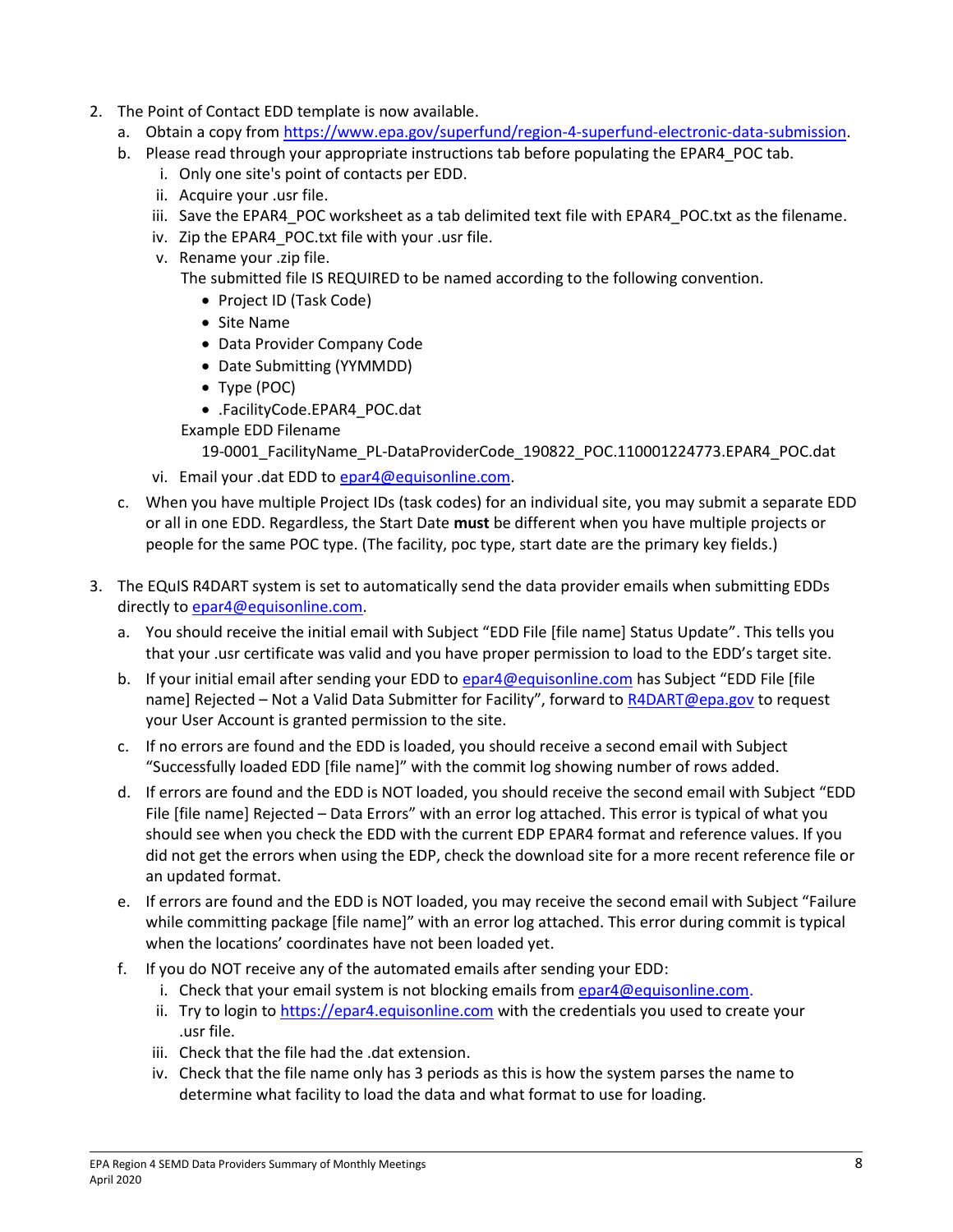2. The Point of Contact EDD template is now available.
   a. Obtain a copy from https://www.epa.gov/superfund/region-4-superfund-electronic-data-submission.
   b. Please read through your appropriate instructions tab before populating the EPAR4_POC tab.
      i. Only one site's point of contacts per EDD.
      ii. Acquire your .usr file.
      iii. Save the EPAR4_POC worksheet as a tab delimited text file with EPAR4_POC.txt as the filename.
      iv. Zip the EPAR4_POC.txt file with your .usr file.
      v. Rename your .zip file.
         The submitted file IS REQUIRED to be named according to the following convention.
         - Project ID (Task Code)
         - Site Name
         - Data Provider Company Code
         - Date Submitting (YYMMDD)
         - Type (POC)
         - .FacilityCode.EPAR4_POC.dat

         Example EDD Filename
         19-0001_FacilityName_PL-DataProviderCode_190822_POC.110001224773.EPAR4_POC.dat
      vi. Email your .dat EDD to epar4@equisonline.com.
   c. When you have multiple Project IDs (task codes) for an individual site, you may submit a separate EDD or all in one EDD. Regardless, the Start Date **must** be different when you have multiple projects or people for the same POC type. (The facility, poc type, start date are the primary key fields.)

3. The EQuIS R4DART system is set to automatically send the data provider emails when submitting EDDs directly to epar4@equisonline.com.
   a. You should receive the initial email with Subject "EDD File [file name] Status Update". This tells you that your .usr certificate was valid and you have proper permission to load to the EDD's target site.
   b. If your initial email after sending your EDD to epar4@equisonline.com has Subject "EDD File [file name] Rejected – Not a Valid Data Submitter for Facility", forward to R4DART@epa.gov to request your User Account is granted permission to the site.
   c. If no errors are found and the EDD is loaded, you should receive a second email with Subject "Successfully loaded EDD [file name]" with the commit log showing number of rows added.
   d. If errors are found and the EDD is NOT loaded, you should receive the second email with Subject "EDD File [file name] Rejected – Data Errors" with an error log attached. This error is typical of what you should see when you check the EDD with the current EDP EPAR4 format and reference values. If you did not get the errors when using the EDP, check the download site for a more recent reference file or an updated format.
   e. If errors are found and the EDD is NOT loaded, you may receive the second email with Subject "Failure while committing package [file name]" with an error log attached. This error during commit is typical when the locations' coordinates have not been loaded yet.
   f. If you do NOT receive any of the automated emails after sending your EDD:
      i. Check that your email system is not blocking emails from epar4@equisonline.com.
      ii. Try to login to https://epar4.equisonline.com with the credentials you used to create your .usr file.
      iii. Check that the file had the .dat extension.
      iv. Check that the file name only has 3 periods as this is how the system parses the name to determine what facility to load the data and what format to use for loading.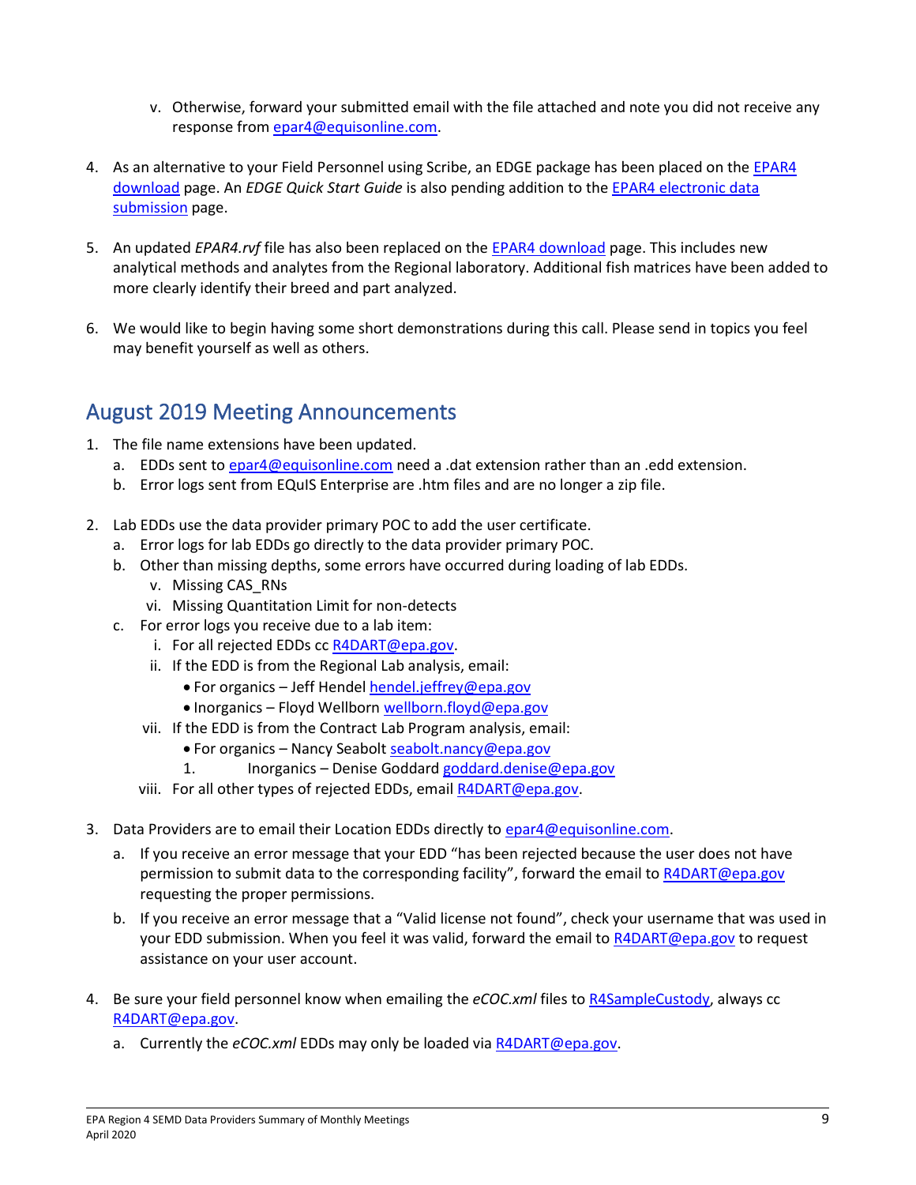v. Otherwise, forward your submitted email with the file attached and note you did not receive any response from epar4@equisonline.com.

4. As an alternative to your Field Personnel using Scribe, an EDGE package has been placed on the EPAR4 download page. An *EDGE Quick Start Guide* is also pending addition to the EPAR4 electronic data submission page.

5. An updated *EPAR4.rvf* file has also been replaced on the EPAR4 download page. This includes new analytical methods and analytes from the Regional laboratory. Additional fish matrices have been added to more clearly identify their breed and part analyzed.

6. We would like to begin having some short demonstrations during this call. Please send in topics you feel may benefit yourself as well as others.

## August 2019 Meeting Announcements

1. The file name extensions have been updated.
   a. EDDs sent to epar4@equisonline.com need a .dat extension rather than an .edd extension.
   b. Error logs sent from EQuIS Enterprise are .htm files and are no longer a zip file.

2. Lab EDDs use the data provider primary POC to add the user certificate.
   a. Error logs for lab EDDs go directly to the data provider primary POC.
   b. Other than missing depths, some errors have occurred during loading of lab EDDs.
      v. Missing CAS_RNs
      vi. Missing Quantitation Limit for non-detects
   c. For error logs you receive due to a lab item:
      i. For all rejected EDDs cc R4DART@epa.gov.
      ii. If the EDD is from the Regional Lab analysis, email:
         - For organics – Jeff Hendel hendel.jeffrey@epa.gov
         - Inorganics – Floyd Wellborn wellborn.floyd@epa.gov
      vii. If the EDD is from the Contract Lab Program analysis, email:
         - For organics – Nancy Seabolt seabolt.nancy@epa.gov
         1. Inorganics – Denise Goddard goddard.denise@epa.gov
      viii. For all other types of rejected EDDs, email R4DART@epa.gov.

3. Data Providers are to email their Location EDDs directly to epar4@equisonline.com.
   a. If you receive an error message that your EDD “has been rejected because the user does not have permission to submit data to the corresponding facility”, forward the email to R4DART@epa.gov requesting the proper permissions.
   b. If you receive an error message that a “Valid license not found”, check your username that was used in your EDD submission. When you feel it was valid, forward the email to R4DART@epa.gov to request assistance on your user account.

4. Be sure your field personnel know when emailing the *eCOC.xml* files to R4SampleCustody, always cc R4DART@epa.gov.
   a. Currently the *eCOC.xml* EDDs may only be loaded via R4DART@epa.gov.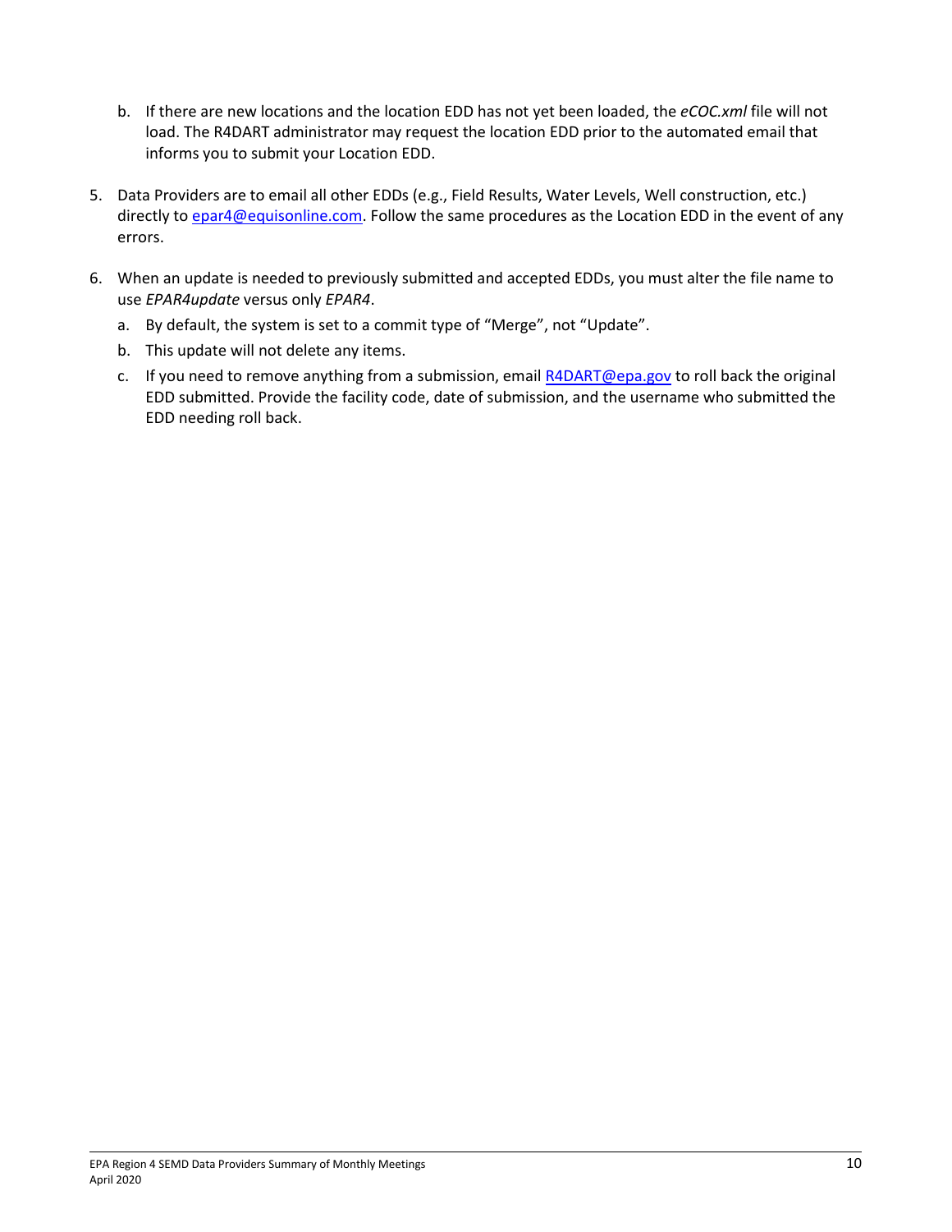b. If there are new locations and the location EDD has not yet been loaded, the *eCOC.xml* file will not load. The R4DART administrator may request the location EDD prior to the automated email that informs you to submit your Location EDD.

5. Data Providers are to email all other EDDs (e.g., Field Results, Water Levels, Well construction, etc.) directly to epar4@equisonline.com. Follow the same procedures as the Location EDD in the event of any errors.

6. When an update is needed to previously submitted and accepted EDDs, you must alter the file name to use *EPAR4update* versus only *EPAR4*.
   a. By default, the system is set to a commit type of "Merge", not "Update".
   b. This update will not delete any items.
   c. If you need to remove anything from a submission, email R4DART@epa.gov to roll back the original EDD submitted. Provide the facility code, date of submission, and the username who submitted the EDD needing roll back.